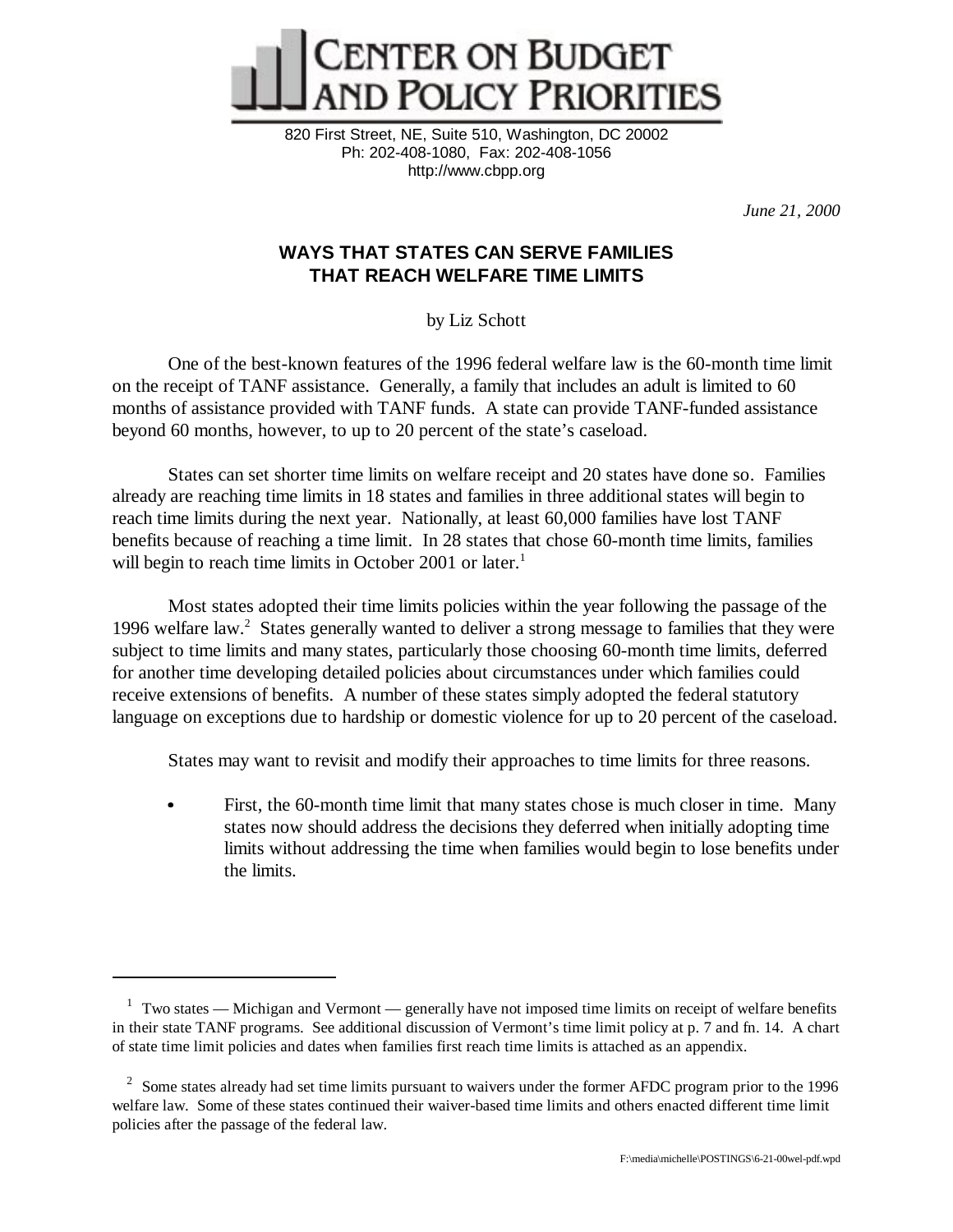# CENTER ON BUDGET AND POLICY PRIORITIES

820 First Street, NE, Suite 510, Washington, DC 20002
Ph: 202-408-1080, Fax: 202-408-1056
http://www.cbpp.org

*June 21, 2000*

## WAYS THAT STATES CAN SERVE FAMILIES THAT REACH WELFARE TIME LIMITS

by Liz Schott

One of the best-known features of the 1996 federal welfare law is the 60-month time limit on the receipt of TANF assistance. Generally, a family that includes an adult is limited to 60 months of assistance provided with TANF funds. A state can provide TANF-funded assistance beyond 60 months, however, to up to 20 percent of the state's caseload.

States can set shorter time limits on welfare receipt and 20 states have done so. Families already are reaching time limits in 18 states and families in three additional states will begin to reach time limits during the next year. Nationally, at least 60,000 families have lost TANF benefits because of reaching a time limit. In 28 states that chose 60-month time limits, families will begin to reach time limits in October 2001 or later.[1]

Most states adopted their time limits policies within the year following the passage of the 1996 welfare law.[2] States generally wanted to deliver a strong message to families that they were subject to time limits and many states, particularly those choosing 60-month time limits, deferred for another time developing detailed policies about circumstances under which families could receive extensions of benefits. A number of these states simply adopted the federal statutory language on exceptions due to hardship or domestic violence for up to 20 percent of the caseload.

States may want to revisit and modify their approaches to time limits for three reasons.

- First, the 60-month time limit that many states chose is much closer in time. Many states now should address the decisions they deferred when initially adopting time limits without addressing the time when families would begin to lose benefits under the limits.

---

[1] Two states — Michigan and Vermont — generally have not imposed time limits on receipt of welfare benefits in their state TANF programs. See additional discussion of Vermont's time limit policy at p. 7 and fn. 14. A chart of state time limit policies and dates when families first reach time limits is attached as an appendix.

[2] Some states already had set time limits pursuant to waivers under the former AFDC program prior to the 1996 welfare law. Some of these states continued their waiver-based time limits and others enacted different time limit policies after the passage of the federal law.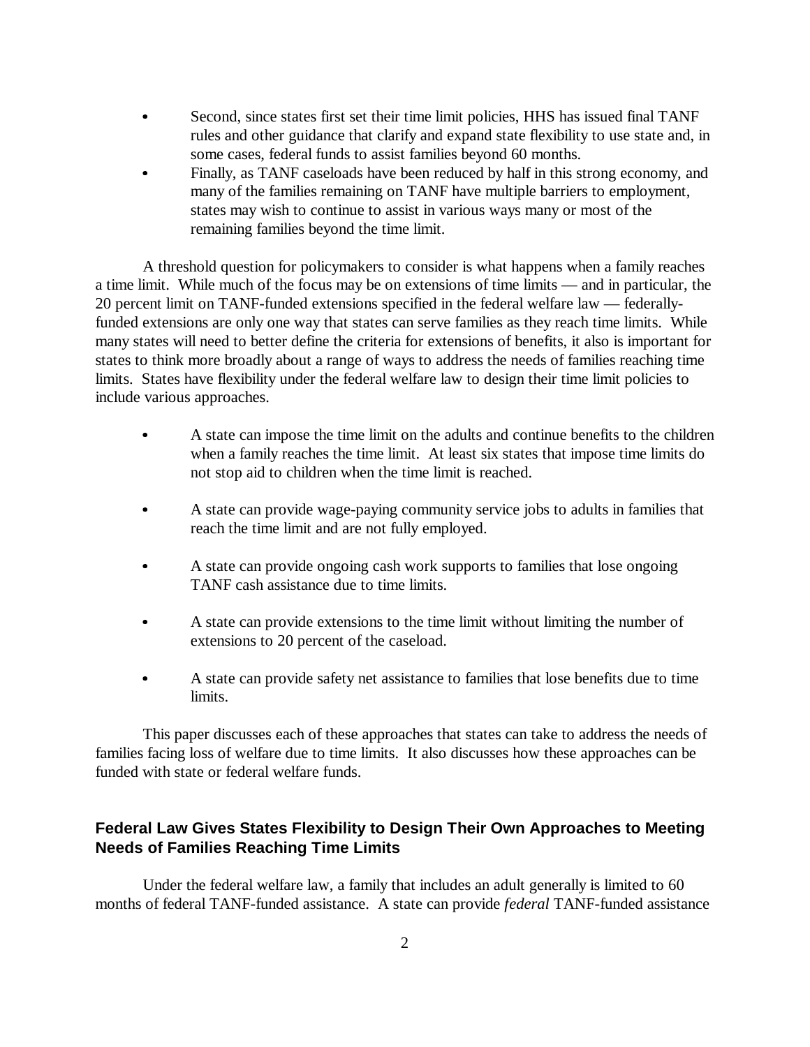- Second, since states first set their time limit policies, HHS has issued final TANF rules and other guidance that clarify and expand state flexibility to use state and, in some cases, federal funds to assist families beyond 60 months.
- Finally, as TANF caseloads have been reduced by half in this strong economy, and many of the families remaining on TANF have multiple barriers to employment, states may wish to continue to assist in various ways many or most of the remaining families beyond the time limit.

A threshold question for policymakers to consider is what happens when a family reaches a time limit. While much of the focus may be on extensions of time limits — and in particular, the 20 percent limit on TANF-funded extensions specified in the federal welfare law — federally-funded extensions are only one way that states can serve families as they reach time limits. While many states will need to better define the criteria for extensions of benefits, it also is important for states to think more broadly about a range of ways to address the needs of families reaching time limits. States have flexibility under the federal welfare law to design their time limit policies to include various approaches.

- A state can impose the time limit on the adults and continue benefits to the children when a family reaches the time limit. At least six states that impose time limits do not stop aid to children when the time limit is reached.

- A state can provide wage-paying community service jobs to adults in families that reach the time limit and are not fully employed.

- A state can provide ongoing cash work supports to families that lose ongoing TANF cash assistance due to time limits.

- A state can provide extensions to the time limit without limiting the number of extensions to 20 percent of the caseload.

- A state can provide safety net assistance to families that lose benefits due to time limits.

This paper discusses each of these approaches that states can take to address the needs of families facing loss of welfare due to time limits. It also discusses how these approaches can be funded with state or federal welfare funds.

## Federal Law Gives States Flexibility to Design Their Own Approaches to Meeting Needs of Families Reaching Time Limits

Under the federal welfare law, a family that includes an adult generally is limited to 60 months of federal TANF-funded assistance. A state can provide *federal* TANF-funded assistance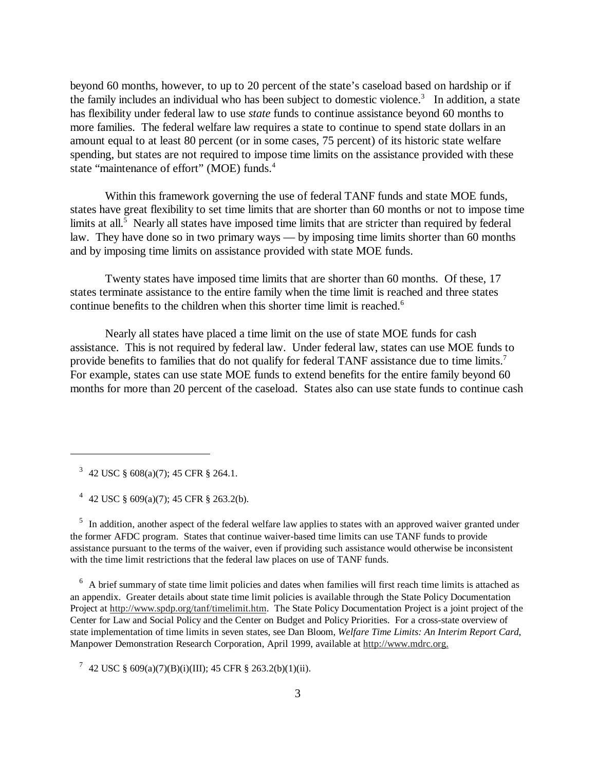beyond 60 months, however, to up to 20 percent of the state's caseload based on hardship or if the family includes an individual who has been subject to domestic violence.[3] In addition, a state has flexibility under federal law to use *state* funds to continue assistance beyond 60 months to more families. The federal welfare law requires a state to continue to spend state dollars in an amount equal to at least 80 percent (or in some cases, 75 percent) of its historic state welfare spending, but states are not required to impose time limits on the assistance provided with these state "maintenance of effort" (MOE) funds.[4]

Within this framework governing the use of federal TANF funds and state MOE funds, states have great flexibility to set time limits that are shorter than 60 months or not to impose time limits at all.[5] Nearly all states have imposed time limits that are stricter than required by federal law. They have done so in two primary ways — by imposing time limits shorter than 60 months and by imposing time limits on assistance provided with state MOE funds.

Twenty states have imposed time limits that are shorter than 60 months. Of these, 17 states terminate assistance to the entire family when the time limit is reached and three states continue benefits to the children when this shorter time limit is reached.[6]

Nearly all states have placed a time limit on the use of state MOE funds for cash assistance. This is not required by federal law. Under federal law, states can use MOE funds to provide benefits to families that do not qualify for federal TANF assistance due to time limits.[7] For example, states can use state MOE funds to extend benefits for the entire family beyond 60 months for more than 20 percent of the caseload. States also can use state funds to continue cash

---

[3] 42 USC § 608(a)(7); 45 CFR § 264.1.

[4] 42 USC § 609(a)(7); 45 CFR § 263.2(b).

[5] In addition, another aspect of the federal welfare law applies to states with an approved waiver granted under the former AFDC program. States that continue waiver-based time limits can use TANF funds to provide assistance pursuant to the terms of the waiver, even if providing such assistance would otherwise be inconsistent with the time limit restrictions that the federal law places on use of TANF funds.

[6] A brief summary of state time limit policies and dates when families will first reach time limits is attached as an appendix. Greater details about state time limit policies is available through the State Policy Documentation Project at http://www.spdp.org/tanf/timelimit.htm. The State Policy Documentation Project is a joint project of the Center for Law and Social Policy and the Center on Budget and Policy Priorities. For a cross-state overview of state implementation of time limits in seven states, see Dan Bloom, *Welfare Time Limits: An Interim Report Card*, Manpower Demonstration Research Corporation, April 1999, available at http://www.mdrc.org.

[7] 42 USC § 609(a)(7)(B)(i)(III); 45 CFR § 263.2(b)(1)(ii).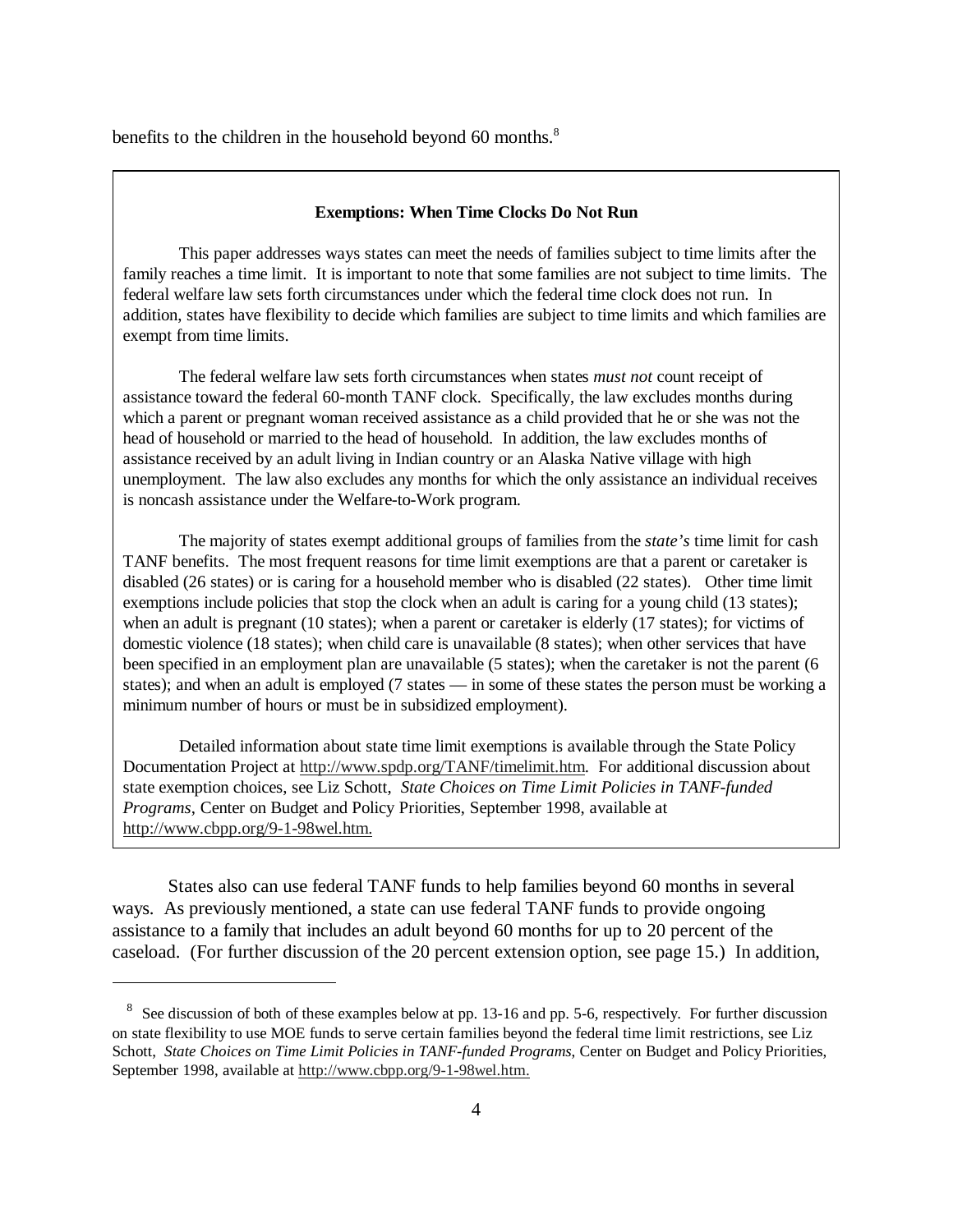benefits to the children in the household beyond 60 months.[8]

**Exemptions: When Time Clocks Do Not Run**

This paper addresses ways states can meet the needs of families subject to time limits after the family reaches a time limit. It is important to note that some families are not subject to time limits. The federal welfare law sets forth circumstances under which the federal time clock does not run. In addition, states have flexibility to decide which families are subject to time limits and which families are exempt from time limits.

The federal welfare law sets forth circumstances when states *must not* count receipt of assistance toward the federal 60-month TANF clock. Specifically, the law excludes months during which a parent or pregnant woman received assistance as a child provided that he or she was not the head of household or married to the head of household. In addition, the law excludes months of assistance received by an adult living in Indian country or an Alaska Native village with high unemployment. The law also excludes any months for which the only assistance an individual receives is noncash assistance under the Welfare-to-Work program.

The majority of states exempt additional groups of families from the *state's* time limit for cash TANF benefits. The most frequent reasons for time limit exemptions are that a parent or caretaker is disabled (26 states) or is caring for a household member who is disabled (22 states). Other time limit exemptions include policies that stop the clock when an adult is caring for a young child (13 states); when an adult is pregnant (10 states); when a parent or caretaker is elderly (17 states); for victims of domestic violence (18 states); when child care is unavailable (8 states); when other services that have been specified in an employment plan are unavailable (5 states); when the caretaker is not the parent (6 states); and when an adult is employed (7 states — in some of these states the person must be working a minimum number of hours or must be in subsidized employment).

Detailed information about state time limit exemptions is available through the State Policy Documentation Project at http://www.spdp.org/TANF/timelimit.htm. For additional discussion about state exemption choices, see Liz Schott, *State Choices on Time Limit Policies in TANF-funded Programs*, Center on Budget and Policy Priorities, September 1998, available at http://www.cbpp.org/9-1-98wel.htm.

States also can use federal TANF funds to help families beyond 60 months in several ways. As previously mentioned, a state can use federal TANF funds to provide ongoing assistance to a family that includes an adult beyond 60 months for up to 20 percent of the caseload. (For further discussion of the 20 percent extension option, see page 15.) In addition,

[8] See discussion of both of these examples below at pp. 13-16 and pp. 5-6, respectively. For further discussion on state flexibility to use MOE funds to serve certain families beyond the federal time limit restrictions, see Liz Schott, *State Choices on Time Limit Policies in TANF-funded Programs*, Center on Budget and Policy Priorities, September 1998, available at http://www.cbpp.org/9-1-98wel.htm.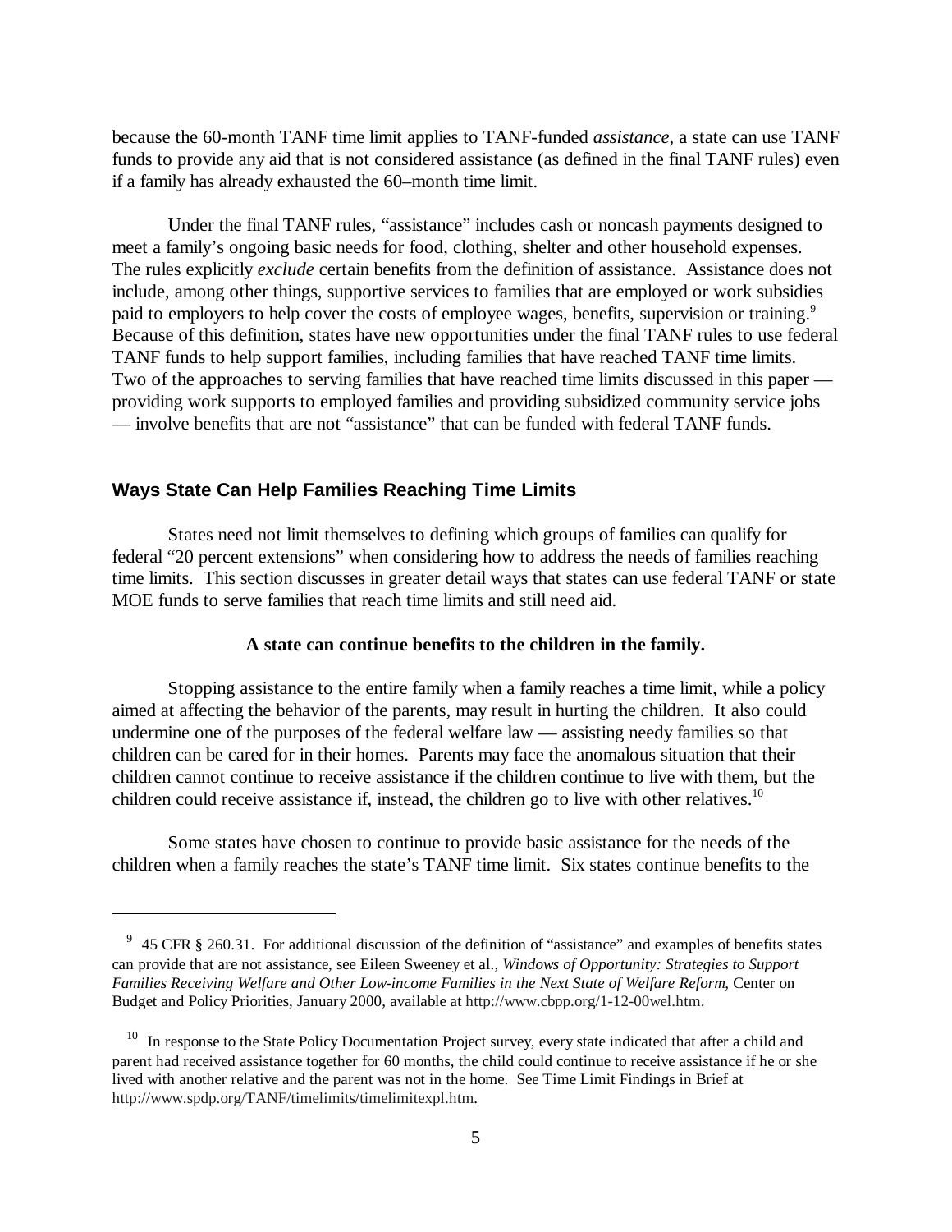because the 60-month TANF time limit applies to TANF-funded *assistance*, a state can use TANF funds to provide any aid that is not considered assistance (as defined in the final TANF rules) even if a family has already exhausted the 60–month time limit.

Under the final TANF rules, "assistance" includes cash or noncash payments designed to meet a family's ongoing basic needs for food, clothing, shelter and other household expenses. The rules explicitly *exclude* certain benefits from the definition of assistance. Assistance does not include, among other things, supportive services to families that are employed or work subsidies paid to employers to help cover the costs of employee wages, benefits, supervision or training.[9] Because of this definition, states have new opportunities under the final TANF rules to use federal TANF funds to help support families, including families that have reached TANF time limits. Two of the approaches to serving families that have reached time limits discussed in this paper — providing work supports to employed families and providing subsidized community service jobs — involve benefits that are not "assistance" that can be funded with federal TANF funds.

## Ways State Can Help Families Reaching Time Limits

States need not limit themselves to defining which groups of families can qualify for federal "20 percent extensions" when considering how to address the needs of families reaching time limits. This section discusses in greater detail ways that states can use federal TANF or state MOE funds to serve families that reach time limits and still need aid.

**A state can continue benefits to the children in the family.**

Stopping assistance to the entire family when a family reaches a time limit, while a policy aimed at affecting the behavior of the parents, may result in hurting the children. It also could undermine one of the purposes of the federal welfare law — assisting needy families so that children can be cared for in their homes. Parents may face the anomalous situation that their children cannot continue to receive assistance if the children continue to live with them, but the children could receive assistance if, instead, the children go to live with other relatives.[10]

Some states have chosen to continue to provide basic assistance for the needs of the children when a family reaches the state's TANF time limit. Six states continue benefits to the

---

[9] 45 CFR § 260.31. For additional discussion of the definition of "assistance" and examples of benefits states can provide that are not assistance, see Eileen Sweeney et al., *Windows of Opportunity: Strategies to Support Families Receiving Welfare and Other Low-income Families in the Next State of Welfare Reform*, Center on Budget and Policy Priorities, January 2000, available at http://www.cbpp.org/1-12-00wel.htm.

[10] In response to the State Policy Documentation Project survey, every state indicated that after a child and parent had received assistance together for 60 months, the child could continue to receive assistance if he or she lived with another relative and the parent was not in the home. See Time Limit Findings in Brief at http://www.spdp.org/TANF/timelimits/timelimitexpl.htm.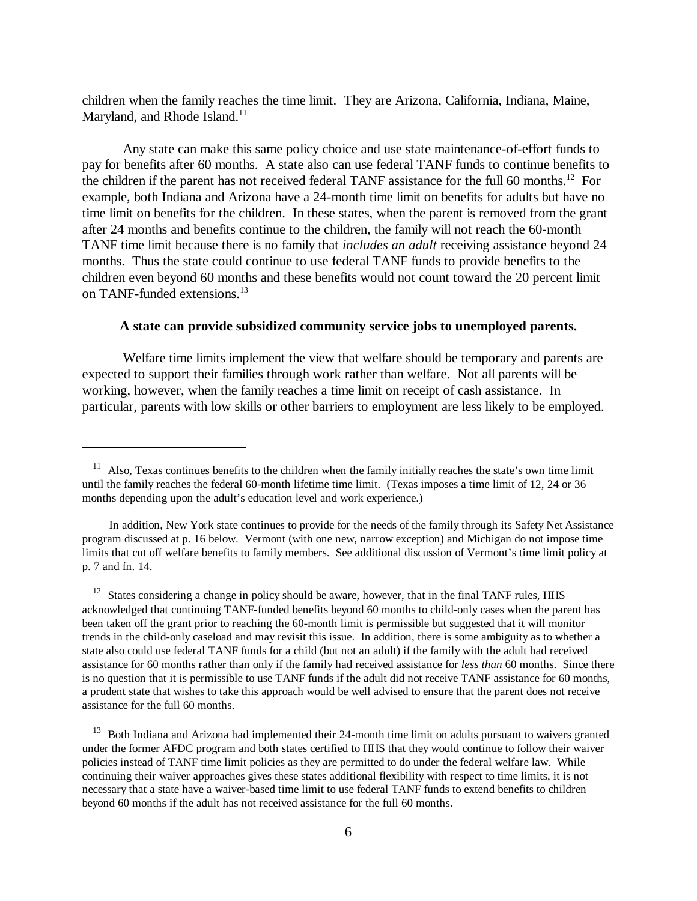children when the family reaches the time limit. They are Arizona, California, Indiana, Maine, Maryland, and Rhode Island.[11]

Any state can make this same policy choice and use state maintenance-of-effort funds to pay for benefits after 60 months. A state also can use federal TANF funds to continue benefits to the children if the parent has not received federal TANF assistance for the full 60 months.[12] For example, both Indiana and Arizona have a 24-month time limit on benefits for adults but have no time limit on benefits for the children. In these states, when the parent is removed from the grant after 24 months and benefits continue to the children, the family will not reach the 60-month TANF time limit because there is no family that *includes an adult* receiving assistance beyond 24 months. Thus the state could continue to use federal TANF funds to provide benefits to the children even beyond 60 months and these benefits would not count toward the 20 percent limit on TANF-funded extensions.[13]

**A state can provide subsidized community service jobs to unemployed parents.**

Welfare time limits implement the view that welfare should be temporary and parents are expected to support their families through work rather than welfare. Not all parents will be working, however, when the family reaches a time limit on receipt of cash assistance. In particular, parents with low skills or other barriers to employment are less likely to be employed.

---

[11] Also, Texas continues benefits to the children when the family initially reaches the state's own time limit until the family reaches the federal 60-month lifetime time limit. (Texas imposes a time limit of 12, 24 or 36 months depending upon the adult's education level and work experience.)

In addition, New York state continues to provide for the needs of the family through its Safety Net Assistance program discussed at p. 16 below. Vermont (with one new, narrow exception) and Michigan do not impose time limits that cut off welfare benefits to family members. See additional discussion of Vermont's time limit policy at p. 7 and fn. 14.

[12] States considering a change in policy should be aware, however, that in the final TANF rules, HHS acknowledged that continuing TANF-funded benefits beyond 60 months to child-only cases when the parent has been taken off the grant prior to reaching the 60-month limit is permissible but suggested that it will monitor trends in the child-only caseload and may revisit this issue. In addition, there is some ambiguity as to whether a state also could use federal TANF funds for a child (but not an adult) if the family with the adult had received assistance for 60 months rather than only if the family had received assistance for *less than* 60 months. Since there is no question that it is permissible to use TANF funds if the adult did not receive TANF assistance for 60 months, a prudent state that wishes to take this approach would be well advised to ensure that the parent does not receive assistance for the full 60 months.

[13] Both Indiana and Arizona had implemented their 24-month time limit on adults pursuant to waivers granted under the former AFDC program and both states certified to HHS that they would continue to follow their waiver policies instead of TANF time limit policies as they are permitted to do under the federal welfare law. While continuing their waiver approaches gives these states additional flexibility with respect to time limits, it is not necessary that a state have a waiver-based time limit to use federal TANF funds to extend benefits to children beyond 60 months if the adult has not received assistance for the full 60 months.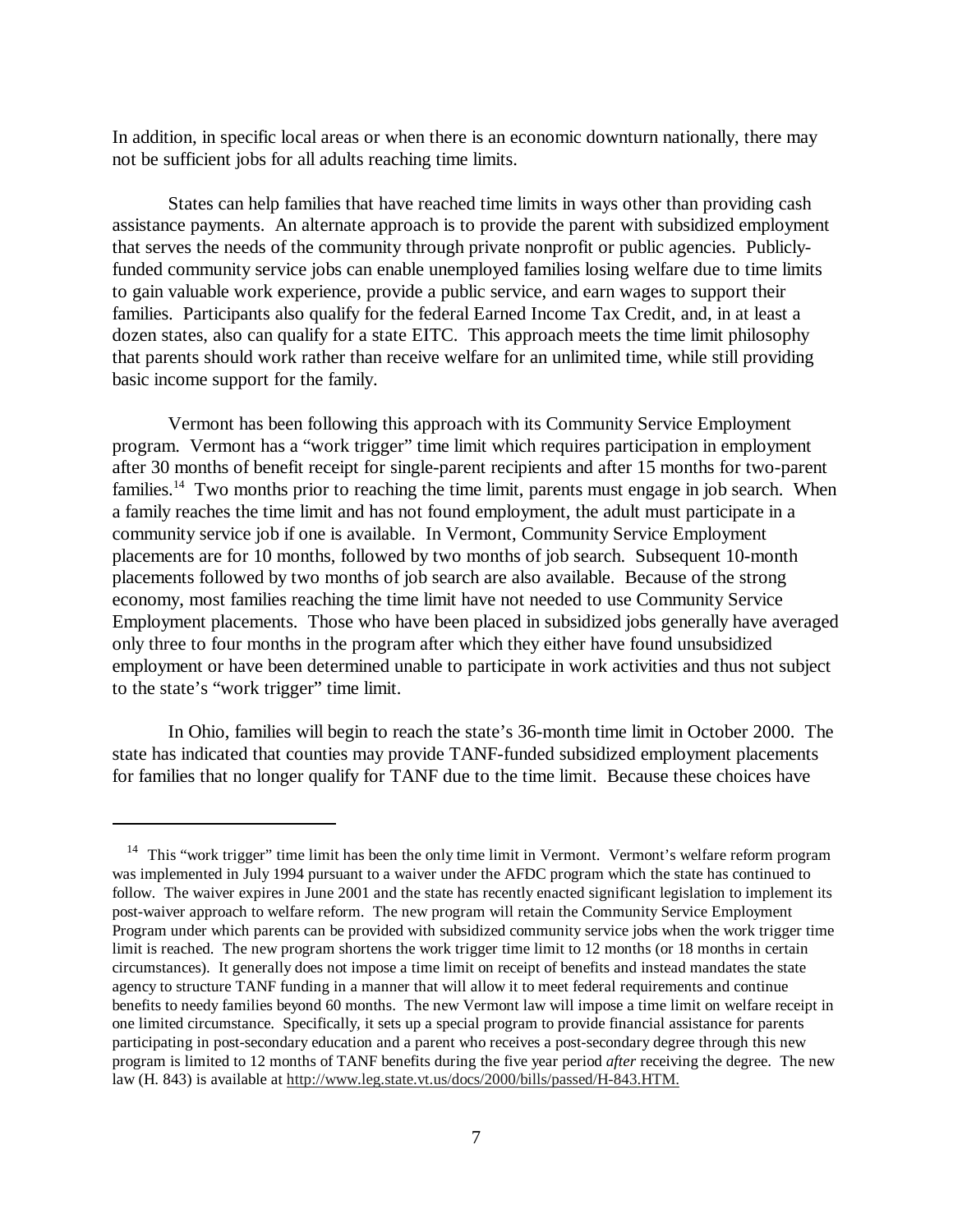In addition, in specific local areas or when there is an economic downturn nationally, there may not be sufficient jobs for all adults reaching time limits.

States can help families that have reached time limits in ways other than providing cash assistance payments. An alternate approach is to provide the parent with subsidized employment that serves the needs of the community through private nonprofit or public agencies. Publicly-funded community service jobs can enable unemployed families losing welfare due to time limits to gain valuable work experience, provide a public service, and earn wages to support their families. Participants also qualify for the federal Earned Income Tax Credit, and, in at least a dozen states, also can qualify for a state EITC. This approach meets the time limit philosophy that parents should work rather than receive welfare for an unlimited time, while still providing basic income support for the family.

Vermont has been following this approach with its Community Service Employment program. Vermont has a "work trigger" time limit which requires participation in employment after 30 months of benefit receipt for single-parent recipients and after 15 months for two-parent families.[14] Two months prior to reaching the time limit, parents must engage in job search. When a family reaches the time limit and has not found employment, the adult must participate in a community service job if one is available. In Vermont, Community Service Employment placements are for 10 months, followed by two months of job search. Subsequent 10-month placements followed by two months of job search are also available. Because of the strong economy, most families reaching the time limit have not needed to use Community Service Employment placements. Those who have been placed in subsidized jobs generally have averaged only three to four months in the program after which they either have found unsubsidized employment or have been determined unable to participate in work activities and thus not subject to the state's "work trigger" time limit.

In Ohio, families will begin to reach the state's 36-month time limit in October 2000. The state has indicated that counties may provide TANF-funded subsidized employment placements for families that no longer qualify for TANF due to the time limit. Because these choices have

---

[14] This "work trigger" time limit has been the only time limit in Vermont. Vermont's welfare reform program was implemented in July 1994 pursuant to a waiver under the AFDC program which the state has continued to follow. The waiver expires in June 2001 and the state has recently enacted significant legislation to implement its post-waiver approach to welfare reform. The new program will retain the Community Service Employment Program under which parents can be provided with subsidized community service jobs when the work trigger time limit is reached. The new program shortens the work trigger time limit to 12 months (or 18 months in certain circumstances). It generally does not impose a time limit on receipt of benefits and instead mandates the state agency to structure TANF funding in a manner that will allow it to meet federal requirements and continue benefits to needy families beyond 60 months. The new Vermont law will impose a time limit on welfare receipt in one limited circumstance. Specifically, it sets up a special program to provide financial assistance for parents participating in post-secondary education and a parent who receives a post-secondary degree through this new program is limited to 12 months of TANF benefits during the five year period *after* receiving the degree. The new law (H. 843) is available at http://www.leg.state.vt.us/docs/2000/bills/passed/H-843.HTM.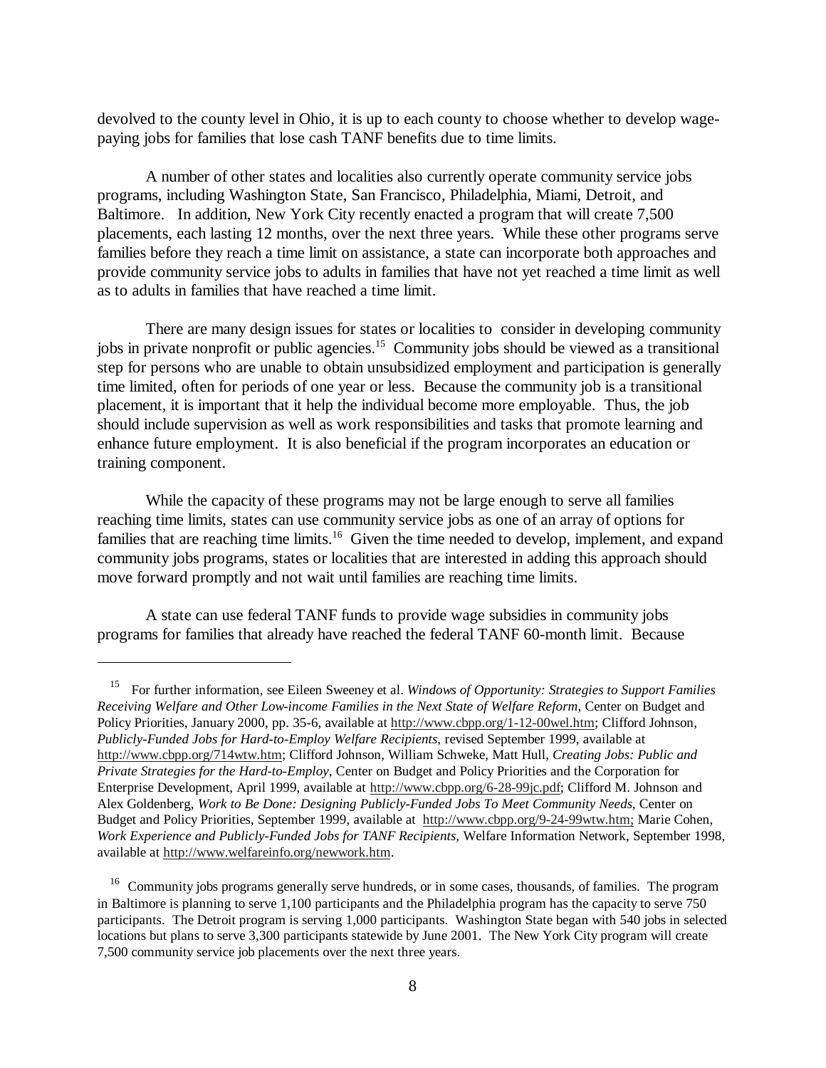devolved to the county level in Ohio, it is up to each county to choose whether to develop wage-paying jobs for families that lose cash TANF benefits due to time limits.

A number of other states and localities also currently operate community service jobs programs, including Washington State, San Francisco, Philadelphia, Miami, Detroit, and Baltimore. In addition, New York City recently enacted a program that will create 7,500 placements, each lasting 12 months, over the next three years. While these other programs serve families before they reach a time limit on assistance, a state can incorporate both approaches and provide community service jobs to adults in families that have not yet reached a time limit as well as to adults in families that have reached a time limit.

There are many design issues for states or localities to consider in developing community jobs in private nonprofit or public agencies.[15] Community jobs should be viewed as a transitional step for persons who are unable to obtain unsubsidized employment and participation is generally time limited, often for periods of one year or less. Because the community job is a transitional placement, it is important that it help the individual become more employable. Thus, the job should include supervision as well as work responsibilities and tasks that promote learning and enhance future employment. It is also beneficial if the program incorporates an education or training component.

While the capacity of these programs may not be large enough to serve all families reaching time limits, states can use community service jobs as one of an array of options for families that are reaching time limits.[16] Given the time needed to develop, implement, and expand community jobs programs, states or localities that are interested in adding this approach should move forward promptly and not wait until families are reaching time limits.

A state can use federal TANF funds to provide wage subsidies in community jobs programs for families that already have reached the federal TANF 60-month limit. Because

---

[15] For further information, see Eileen Sweeney et al. *Windows of Opportunity: Strategies to Support Families Receiving Welfare and Other Low-income Families in the Next State of Welfare Reform*, Center on Budget and Policy Priorities, January 2000, pp. 35-6, available at http://www.cbpp.org/1-12-00wel.htm; Clifford Johnson, *Publicly-Funded Jobs for Hard-to-Employ Welfare Recipients,* revised September 1999, available at http://www.cbpp.org/714wtw.htm; Clifford Johnson, William Schweke, Matt Hull, *Creating Jobs: Public and Private Strategies for the Hard-to-Employ*, Center on Budget and Policy Priorities and the Corporation for Enterprise Development, April 1999, available at http://www.cbpp.org/6-28-99jc.pdf; Clifford M. Johnson and Alex Goldenberg, *Work to Be Done: Designing Publicly-Funded Jobs To Meet Community Needs*, Center on Budget and Policy Priorities, September 1999, available at http://www.cbpp.org/9-24-99wtw.htm; Marie Cohen, *Work Experience and Publicly-Funded Jobs for TANF Recipients*, Welfare Information Network, September 1998, available at http://www.welfareinfo.org/newwork.htm.

[16] Community jobs programs generally serve hundreds, or in some cases, thousands, of families. The program in Baltimore is planning to serve 1,100 participants and the Philadelphia program has the capacity to serve 750 participants. The Detroit program is serving 1,000 participants. Washington State began with 540 jobs in selected locations but plans to serve 3,300 participants statewide by June 2001. The New York City program will create 7,500 community service job placements over the next three years.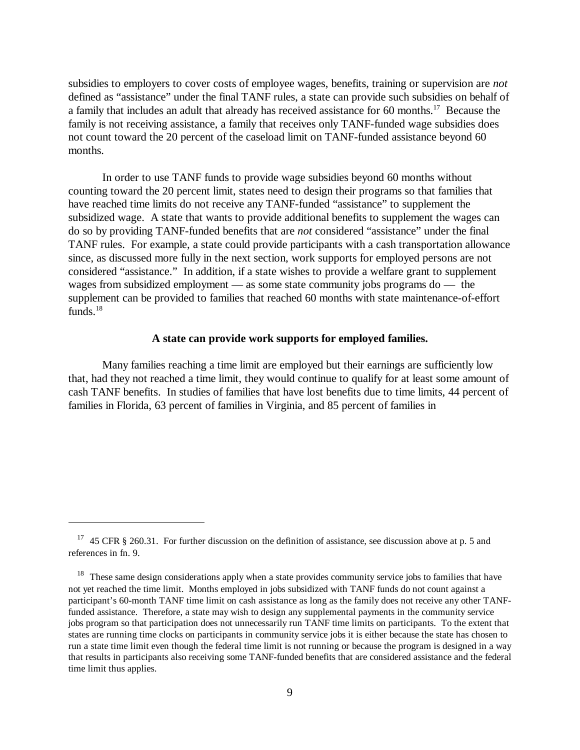subsidies to employers to cover costs of employee wages, benefits, training or supervision are *not* defined as "assistance" under the final TANF rules, a state can provide such subsidies on behalf of a family that includes an adult that already has received assistance for 60 months.[17] Because the family is not receiving assistance, a family that receives only TANF-funded wage subsidies does not count toward the 20 percent of the caseload limit on TANF-funded assistance beyond 60 months.

In order to use TANF funds to provide wage subsidies beyond 60 months without counting toward the 20 percent limit, states need to design their programs so that families that have reached time limits do not receive any TANF-funded "assistance" to supplement the subsidized wage. A state that wants to provide additional benefits to supplement the wages can do so by providing TANF-funded benefits that are *not* considered "assistance" under the final TANF rules. For example, a state could provide participants with a cash transportation allowance since, as discussed more fully in the next section, work supports for employed persons are not considered "assistance." In addition, if a state wishes to provide a welfare grant to supplement wages from subsidized employment — as some state community jobs programs do — the supplement can be provided to families that reached 60 months with state maintenance-of-effort funds.[18]

**A state can provide work supports for employed families.**

Many families reaching a time limit are employed but their earnings are sufficiently low that, had they not reached a time limit, they would continue to qualify for at least some amount of cash TANF benefits. In studies of families that have lost benefits due to time limits, 44 percent of families in Florida, 63 percent of families in Virginia, and 85 percent of families in

---

[17] 45 CFR § 260.31. For further discussion on the definition of assistance, see discussion above at p. 5 and references in fn. 9.

[18] These same design considerations apply when a state provides community service jobs to families that have not yet reached the time limit. Months employed in jobs subsidized with TANF funds do not count against a participant's 60-month TANF time limit on cash assistance as long as the family does not receive any other TANF-funded assistance. Therefore, a state may wish to design any supplemental payments in the community service jobs program so that participation does not unnecessarily run TANF time limits on participants. To the extent that states are running time clocks on participants in community service jobs it is either because the state has chosen to run a state time limit even though the federal time limit is not running or because the program is designed in a way that results in participants also receiving some TANF-funded benefits that are considered assistance and the federal time limit thus applies.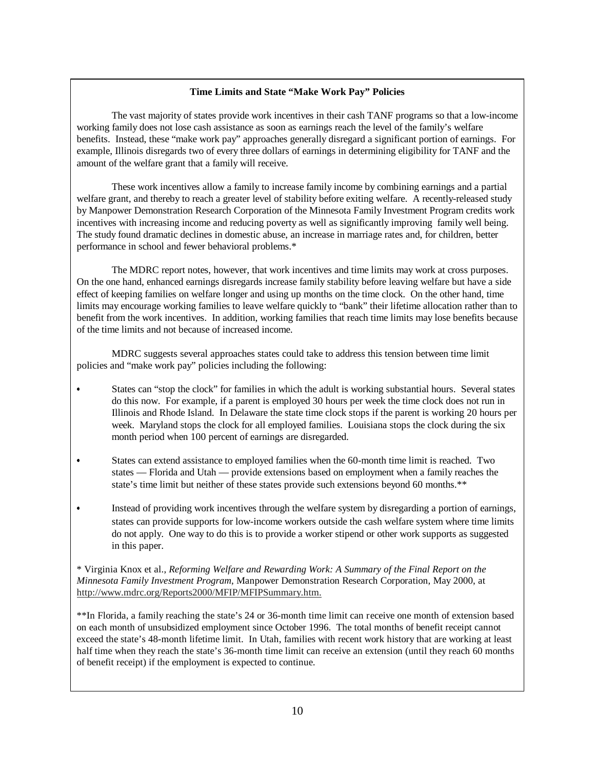### Time Limits and State "Make Work Pay" Policies

The vast majority of states provide work incentives in their cash TANF programs so that a low-income working family does not lose cash assistance as soon as earnings reach the level of the family's welfare benefits. Instead, these "make work pay" approaches generally disregard a significant portion of earnings. For example, Illinois disregards two of every three dollars of earnings in determining eligibility for TANF and the amount of the welfare grant that a family will receive.

These work incentives allow a family to increase family income by combining earnings and a partial welfare grant, and thereby to reach a greater level of stability before exiting welfare. A recently-released study by Manpower Demonstration Research Corporation of the Minnesota Family Investment Program credits work incentives with increasing income and reducing poverty as well as significantly improving family well being. The study found dramatic declines in domestic abuse, an increase in marriage rates and, for children, better performance in school and fewer behavioral problems.*

The MDRC report notes, however, that work incentives and time limits may work at cross purposes. On the one hand, enhanced earnings disregards increase family stability before leaving welfare but have a side effect of keeping families on welfare longer and using up months on the time clock. On the other hand, time limits may encourage working families to leave welfare quickly to "bank" their lifetime allocation rather than to benefit from the work incentives. In addition, working families that reach time limits may lose benefits because of the time limits and not because of increased income.

MDRC suggests several approaches states could take to address this tension between time limit policies and "make work pay" policies including the following:

- States can "stop the clock" for families in which the adult is working substantial hours. Several states do this now. For example, if a parent is employed 30 hours per week the time clock does not run in Illinois and Rhode Island. In Delaware the state time clock stops if the parent is working 20 hours per week. Maryland stops the clock for all employed families. Louisiana stops the clock during the six month period when 100 percent of earnings are disregarded.
- States can extend assistance to employed families when the 60-month time limit is reached. Two states — Florida and Utah — provide extensions based on employment when a family reaches the state's time limit but neither of these states provide such extensions beyond 60 months.**
- Instead of providing work incentives through the welfare system by disregarding a portion of earnings, states can provide supports for low-income workers outside the cash welfare system where time limits do not apply. One way to do this is to provide a worker stipend or other work supports as suggested in this paper.

\* Virginia Knox et al., *Reforming Welfare and Rewarding Work: A Summary of the Final Report on the Minnesota Family Investment Program*, Manpower Demonstration Research Corporation, May 2000, at http://www.mdrc.org/Reports2000/MFIP/MFIPSummary.htm.

**In Florida, a family reaching the state's 24 or 36-month time limit can receive one month of extension based on each month of unsubsidized employment since October 1996. The total months of benefit receipt cannot exceed the state's 48-month lifetime limit. In Utah, families with recent work history that are working at least half time when they reach the state's 36-month time limit can receive an extension (until they reach 60 months of benefit receipt) if the employment is expected to continue.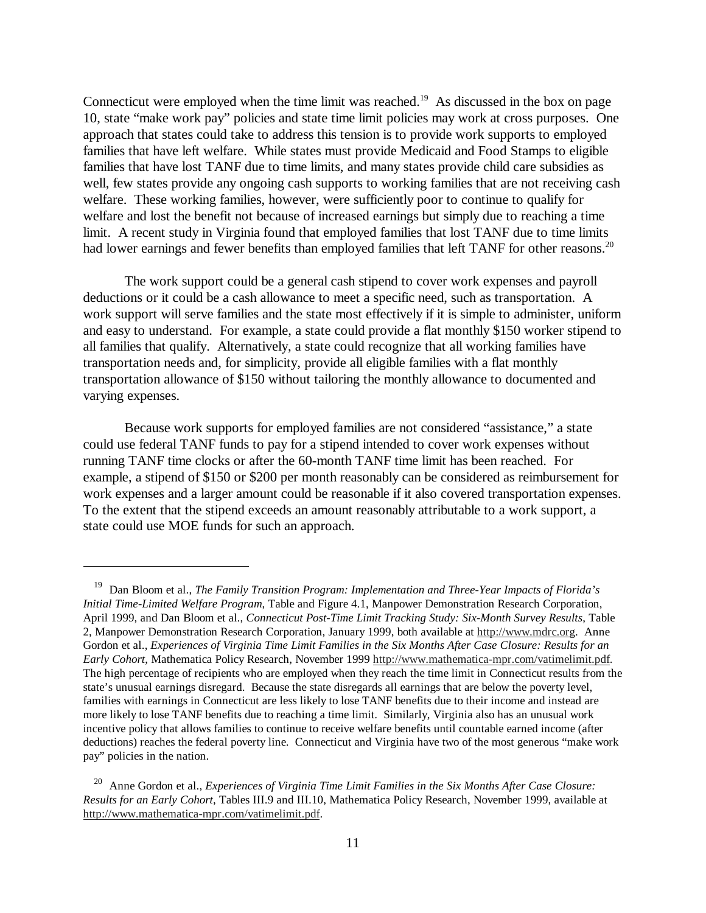Connecticut were employed when the time limit was reached.[19] As discussed in the box on page 10, state "make work pay" policies and state time limit policies may work at cross purposes. One approach that states could take to address this tension is to provide work supports to employed families that have left welfare. While states must provide Medicaid and Food Stamps to eligible families that have lost TANF due to time limits, and many states provide child care subsidies as well, few states provide any ongoing cash supports to working families that are not receiving cash welfare. These working families, however, were sufficiently poor to continue to qualify for welfare and lost the benefit not because of increased earnings but simply due to reaching a time limit. A recent study in Virginia found that employed families that lost TANF due to time limits had lower earnings and fewer benefits than employed families that left TANF for other reasons.[20]

The work support could be a general cash stipend to cover work expenses and payroll deductions or it could be a cash allowance to meet a specific need, such as transportation. A work support will serve families and the state most effectively if it is simple to administer, uniform and easy to understand. For example, a state could provide a flat monthly $150 worker stipend to all families that qualify. Alternatively, a state could recognize that all working families have transportation needs and, for simplicity, provide all eligible families with a flat monthly transportation allowance of $150 without tailoring the monthly allowance to documented and varying expenses.

Because work supports for employed families are not considered "assistance," a state could use federal TANF funds to pay for a stipend intended to cover work expenses without running TANF time clocks or after the 60-month TANF time limit has been reached. For example, a stipend of $150 or $200 per month reasonably can be considered as reimbursement for work expenses and a larger amount could be reasonable if it also covered transportation expenses. To the extent that the stipend exceeds an amount reasonably attributable to a work support, a state could use MOE funds for such an approach.

---

[19] Dan Bloom et al., *The Family Transition Program: Implementation and Three-Year Impacts of Florida's Initial Time-Limited Welfare Program*, Table and Figure 4.1, Manpower Demonstration Research Corporation, April 1999, and Dan Bloom et al., *Connecticut Post-Time Limit Tracking Study: Six-Month Survey Results*, Table 2, Manpower Demonstration Research Corporation, January 1999, both available at http://www.mdrc.org. Anne Gordon et al., *Experiences of Virginia Time Limit Families in the Six Months After Case Closure: Results for an Early Cohort*, Mathematica Policy Research, November 1999 http://www.mathematica-mpr.com/vatimelimit.pdf. The high percentage of recipients who are employed when they reach the time limit in Connecticut results from the state's unusual earnings disregard. Because the state disregards all earnings that are below the poverty level, families with earnings in Connecticut are less likely to lose TANF benefits due to their income and instead are more likely to lose TANF benefits due to reaching a time limit. Similarly, Virginia also has an unusual work incentive policy that allows families to continue to receive welfare benefits until countable earned income (after deductions) reaches the federal poverty line. Connecticut and Virginia have two of the most generous "make work pay" policies in the nation.

[20] Anne Gordon et al., *Experiences of Virginia Time Limit Families in the Six Months After Case Closure: Results for an Early Cohort*, Tables III.9 and III.10, Mathematica Policy Research, November 1999, available at http://www.mathematica-mpr.com/vatimelimit.pdf.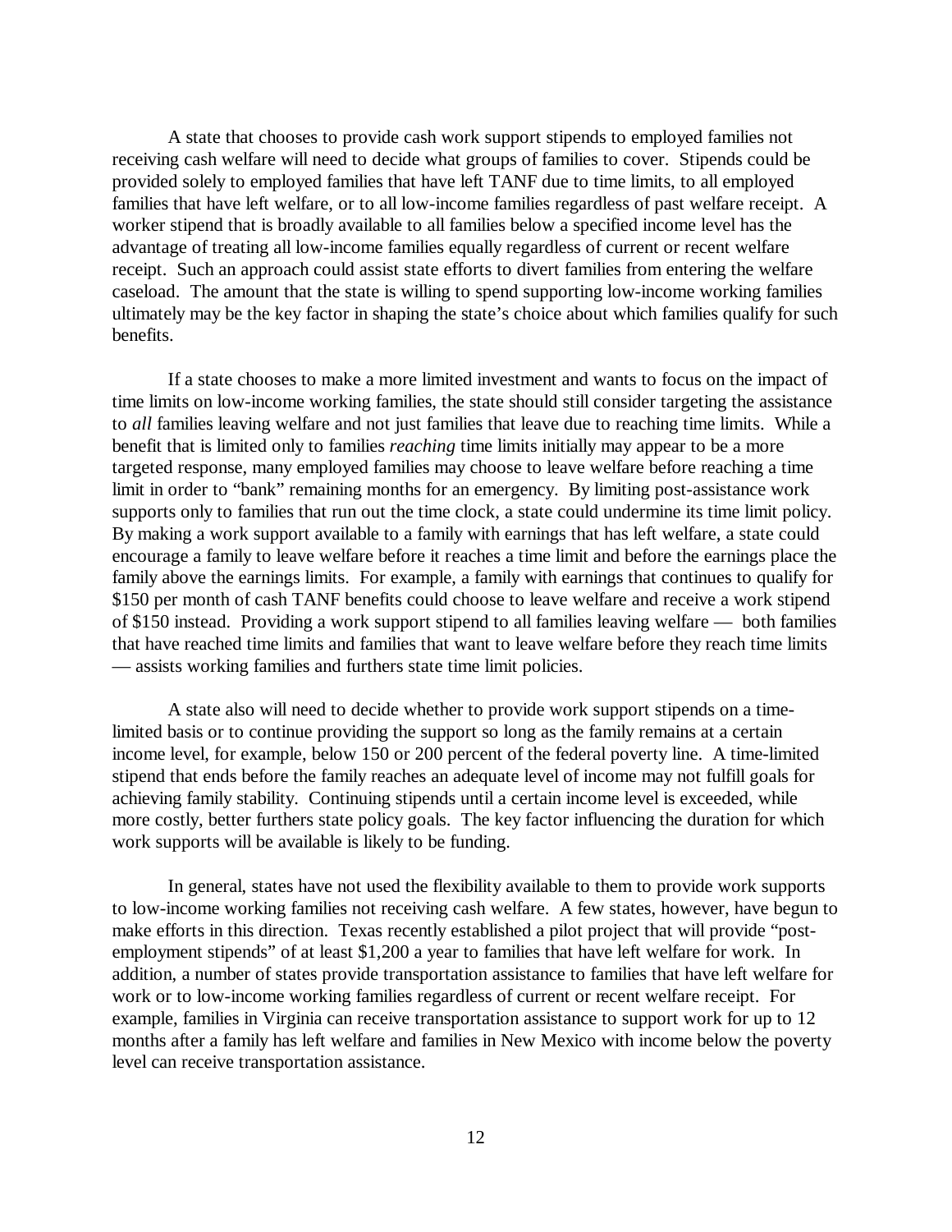A state that chooses to provide cash work support stipends to employed families not receiving cash welfare will need to decide what groups of families to cover. Stipends could be provided solely to employed families that have left TANF due to time limits, to all employed families that have left welfare, or to all low-income families regardless of past welfare receipt. A worker stipend that is broadly available to all families below a specified income level has the advantage of treating all low-income families equally regardless of current or recent welfare receipt. Such an approach could assist state efforts to divert families from entering the welfare caseload. The amount that the state is willing to spend supporting low-income working families ultimately may be the key factor in shaping the state's choice about which families qualify for such benefits.

If a state chooses to make a more limited investment and wants to focus on the impact of time limits on low-income working families, the state should still consider targeting the assistance to *all* families leaving welfare and not just families that leave due to reaching time limits. While a benefit that is limited only to families *reaching* time limits initially may appear to be a more targeted response, many employed families may choose to leave welfare before reaching a time limit in order to "bank" remaining months for an emergency. By limiting post-assistance work supports only to families that run out the time clock, a state could undermine its time limit policy. By making a work support available to a family with earnings that has left welfare, a state could encourage a family to leave welfare before it reaches a time limit and before the earnings place the family above the earnings limits. For example, a family with earnings that continues to qualify for \$150 per month of cash TANF benefits could choose to leave welfare and receive a work stipend of \$150 instead. Providing a work support stipend to all families leaving welfare — both families that have reached time limits and families that want to leave welfare before they reach time limits — assists working families and furthers state time limit policies.

A state also will need to decide whether to provide work support stipends on a time-limited basis or to continue providing the support so long as the family remains at a certain income level, for example, below 150 or 200 percent of the federal poverty line. A time-limited stipend that ends before the family reaches an adequate level of income may not fulfill goals for achieving family stability. Continuing stipends until a certain income level is exceeded, while more costly, better furthers state policy goals. The key factor influencing the duration for which work supports will be available is likely to be funding.

In general, states have not used the flexibility available to them to provide work supports to low-income working families not receiving cash welfare. A few states, however, have begun to make efforts in this direction. Texas recently established a pilot project that will provide "post-employment stipends" of at least \$1,200 a year to families that have left welfare for work. In addition, a number of states provide transportation assistance to families that have left welfare for work or to low-income working families regardless of current or recent welfare receipt. For example, families in Virginia can receive transportation assistance to support work for up to 12 months after a family has left welfare and families in New Mexico with income below the poverty level can receive transportation assistance.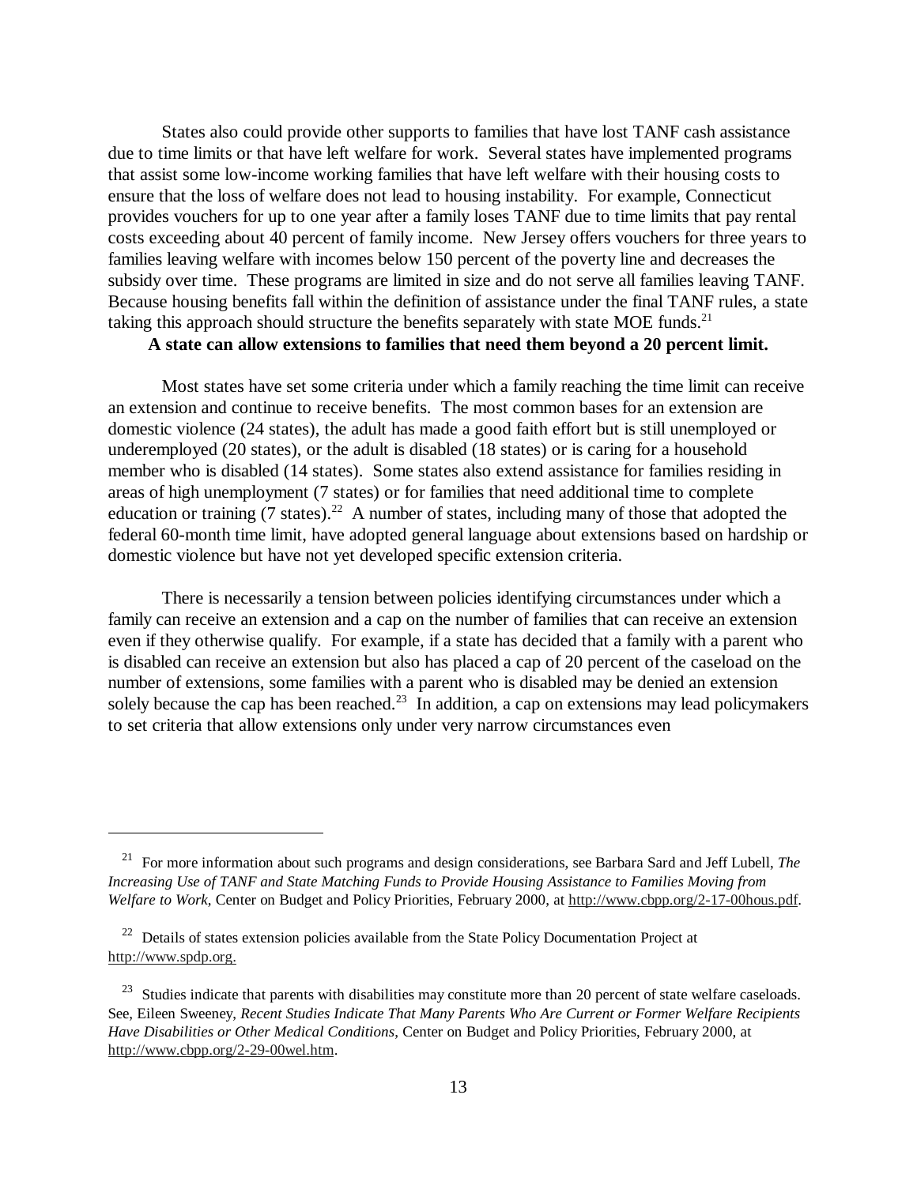States also could provide other supports to families that have lost TANF cash assistance due to time limits or that have left welfare for work. Several states have implemented programs that assist some low-income working families that have left welfare with their housing costs to ensure that the loss of welfare does not lead to housing instability. For example, Connecticut provides vouchers for up to one year after a family loses TANF due to time limits that pay rental costs exceeding about 40 percent of family income. New Jersey offers vouchers for three years to families leaving welfare with incomes below 150 percent of the poverty line and decreases the subsidy over time. These programs are limited in size and do not serve all families leaving TANF. Because housing benefits fall within the definition of assistance under the final TANF rules, a state taking this approach should structure the benefits separately with state MOE funds.[21]

**A state can allow extensions to families that need them beyond a 20 percent limit.**

Most states have set some criteria under which a family reaching the time limit can receive an extension and continue to receive benefits. The most common bases for an extension are domestic violence (24 states), the adult has made a good faith effort but is still unemployed or underemployed (20 states), or the adult is disabled (18 states) or is caring for a household member who is disabled (14 states). Some states also extend assistance for families residing in areas of high unemployment (7 states) or for families that need additional time to complete education or training (7 states).[22] A number of states, including many of those that adopted the federal 60-month time limit, have adopted general language about extensions based on hardship or domestic violence but have not yet developed specific extension criteria.

There is necessarily a tension between policies identifying circumstances under which a family can receive an extension and a cap on the number of families that can receive an extension even if they otherwise qualify. For example, if a state has decided that a family with a parent who is disabled can receive an extension but also has placed a cap of 20 percent of the caseload on the number of extensions, some families with a parent who is disabled may be denied an extension solely because the cap has been reached.[23] In addition, a cap on extensions may lead policymakers to set criteria that allow extensions only under very narrow circumstances even

---

[21] For more information about such programs and design considerations, see Barbara Sard and Jeff Lubell, *The Increasing Use of TANF and State Matching Funds to Provide Housing Assistance to Families Moving from Welfare to Work*, Center on Budget and Policy Priorities, February 2000, at http://www.cbpp.org/2-17-00hous.pdf.

[22] Details of states extension policies available from the State Policy Documentation Project at http://www.spdp.org.

[23] Studies indicate that parents with disabilities may constitute more than 20 percent of state welfare caseloads. See, Eileen Sweeney, *Recent Studies Indicate That Many Parents Who Are Current or Former Welfare Recipients Have Disabilities or Other Medical Conditions*, Center on Budget and Policy Priorities, February 2000, at http://www.cbpp.org/2-29-00wel.htm.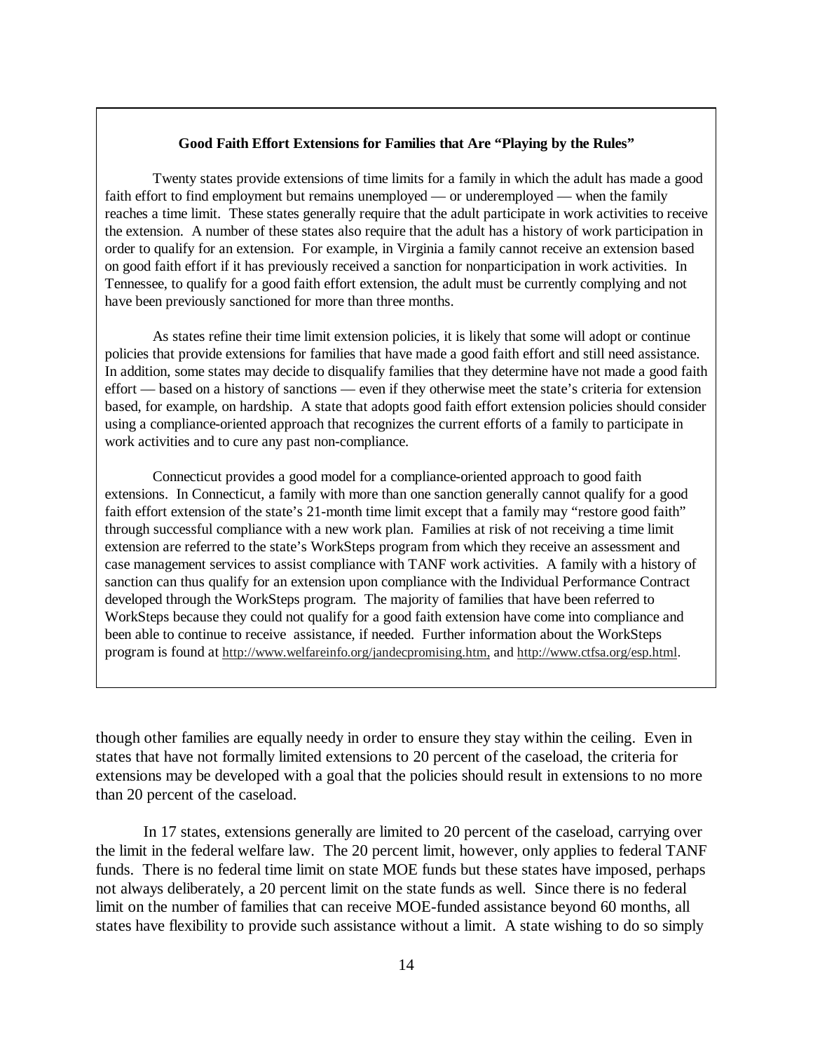### Good Faith Effort Extensions for Families that Are "Playing by the Rules"

Twenty states provide extensions of time limits for a family in which the adult has made a good faith effort to find employment but remains unemployed — or underemployed — when the family reaches a time limit. These states generally require that the adult participate in work activities to receive the extension. A number of these states also require that the adult has a history of work participation in order to qualify for an extension. For example, in Virginia a family cannot receive an extension based on good faith effort if it has previously received a sanction for nonparticipation in work activities. In Tennessee, to qualify for a good faith effort extension, the adult must be currently complying and not have been previously sanctioned for more than three months.

As states refine their time limit extension policies, it is likely that some will adopt or continue policies that provide extensions for families that have made a good faith effort and still need assistance. In addition, some states may decide to disqualify families that they determine have not made a good faith effort — based on a history of sanctions — even if they otherwise meet the state's criteria for extension based, for example, on hardship. A state that adopts good faith effort extension policies should consider using a compliance-oriented approach that recognizes the current efforts of a family to participate in work activities and to cure any past non-compliance.

Connecticut provides a good model for a compliance-oriented approach to good faith extensions. In Connecticut, a family with more than one sanction generally cannot qualify for a good faith effort extension of the state's 21-month time limit except that a family may "restore good faith" through successful compliance with a new work plan. Families at risk of not receiving a time limit extension are referred to the state's WorkSteps program from which they receive an assessment and case management services to assist compliance with TANF work activities. A family with a history of sanction can thus qualify for an extension upon compliance with the Individual Performance Contract developed through the WorkSteps program. The majority of families that have been referred to WorkSteps because they could not qualify for a good faith extension have come into compliance and been able to continue to receive assistance, if needed. Further information about the WorkSteps program is found at http://www.welfareinfo.org/jandecpromising.htm, and http://www.ctfsa.org/esp.html.

though other families are equally needy in order to ensure they stay within the ceiling. Even in states that have not formally limited extensions to 20 percent of the caseload, the criteria for extensions may be developed with a goal that the policies should result in extensions to no more than 20 percent of the caseload.

In 17 states, extensions generally are limited to 20 percent of the caseload, carrying over the limit in the federal welfare law. The 20 percent limit, however, only applies to federal TANF funds. There is no federal time limit on state MOE funds but these states have imposed, perhaps not always deliberately, a 20 percent limit on the state funds as well. Since there is no federal limit on the number of families that can receive MOE-funded assistance beyond 60 months, all states have flexibility to provide such assistance without a limit. A state wishing to do so simply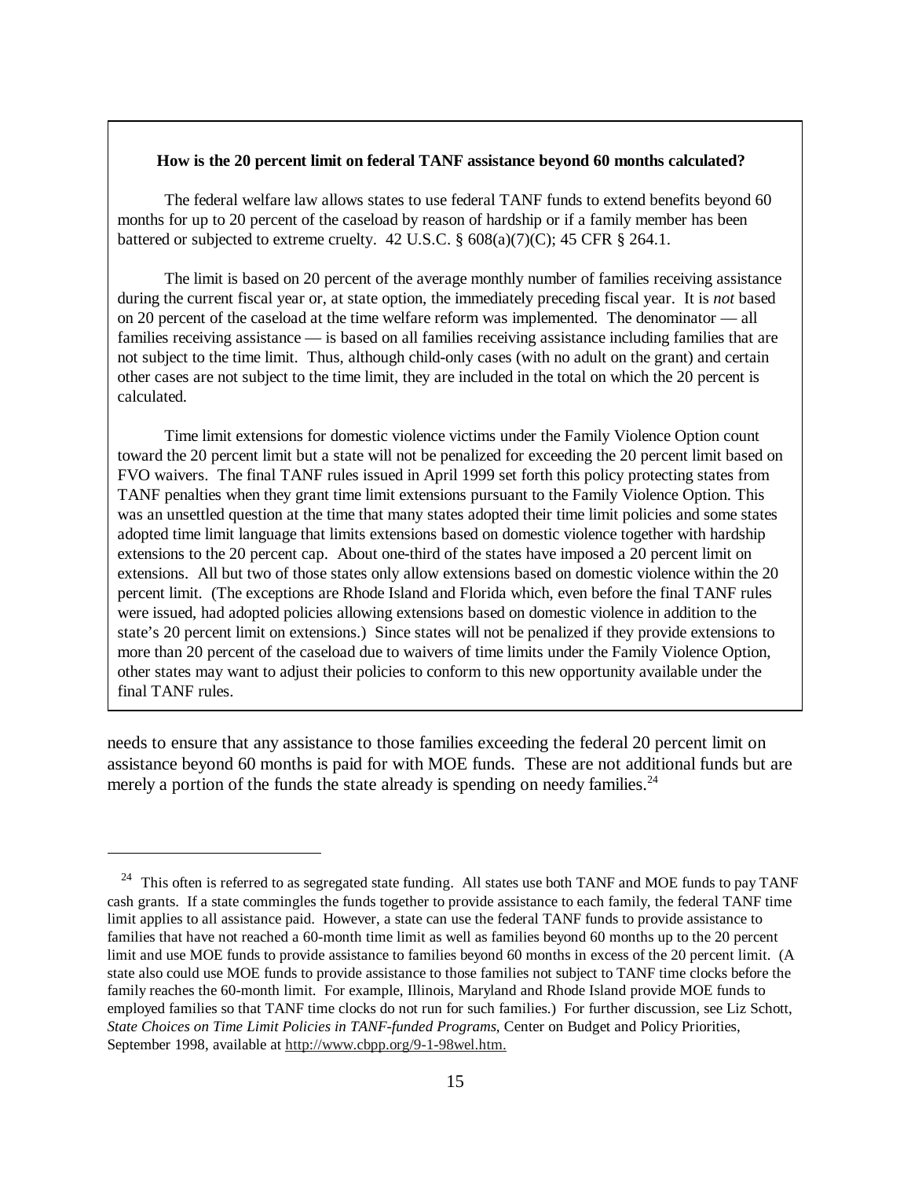**How is the 20 percent limit on federal TANF assistance beyond 60 months calculated?**

The federal welfare law allows states to use federal TANF funds to extend benefits beyond 60 months for up to 20 percent of the caseload by reason of hardship or if a family member has been battered or subjected to extreme cruelty. 42 U.S.C. § 608(a)(7)(C); 45 CFR § 264.1.

The limit is based on 20 percent of the average monthly number of families receiving assistance during the current fiscal year or, at state option, the immediately preceding fiscal year. It is *not* based on 20 percent of the caseload at the time welfare reform was implemented. The denominator — all families receiving assistance — is based on all families receiving assistance including families that are not subject to the time limit. Thus, although child-only cases (with no adult on the grant) and certain other cases are not subject to the time limit, they are included in the total on which the 20 percent is calculated.

Time limit extensions for domestic violence victims under the Family Violence Option count toward the 20 percent limit but a state will not be penalized for exceeding the 20 percent limit based on FVO waivers. The final TANF rules issued in April 1999 set forth this policy protecting states from TANF penalties when they grant time limit extensions pursuant to the Family Violence Option. This was an unsettled question at the time that many states adopted their time limit policies and some states adopted time limit language that limits extensions based on domestic violence together with hardship extensions to the 20 percent cap. About one-third of the states have imposed a 20 percent limit on extensions. All but two of those states only allow extensions based on domestic violence within the 20 percent limit. (The exceptions are Rhode Island and Florida which, even before the final TANF rules were issued, had adopted policies allowing extensions based on domestic violence in addition to the state's 20 percent limit on extensions.) Since states will not be penalized if they provide extensions to more than 20 percent of the caseload due to waivers of time limits under the Family Violence Option, other states may want to adjust their policies to conform to this new opportunity available under the final TANF rules.

needs to ensure that any assistance to those families exceeding the federal 20 percent limit on assistance beyond 60 months is paid for with MOE funds. These are not additional funds but are merely a portion of the funds the state already is spending on needy families.[24]

---

[24] This often is referred to as segregated state funding. All states use both TANF and MOE funds to pay TANF cash grants. If a state commingles the funds together to provide assistance to each family, the federal TANF time limit applies to all assistance paid. However, a state can use the federal TANF funds to provide assistance to families that have not reached a 60-month time limit as well as families beyond 60 months up to the 20 percent limit and use MOE funds to provide assistance to families beyond 60 months in excess of the 20 percent limit. (A state also could use MOE funds to provide assistance to those families not subject to TANF time clocks before the family reaches the 60-month limit. For example, Illinois, Maryland and Rhode Island provide MOE funds to employed families so that TANF time clocks do not run for such families.) For further discussion, see Liz Schott, *State Choices on Time Limit Policies in TANF-funded Programs*, Center on Budget and Policy Priorities, September 1998, available at http://www.cbpp.org/9-1-98wel.htm.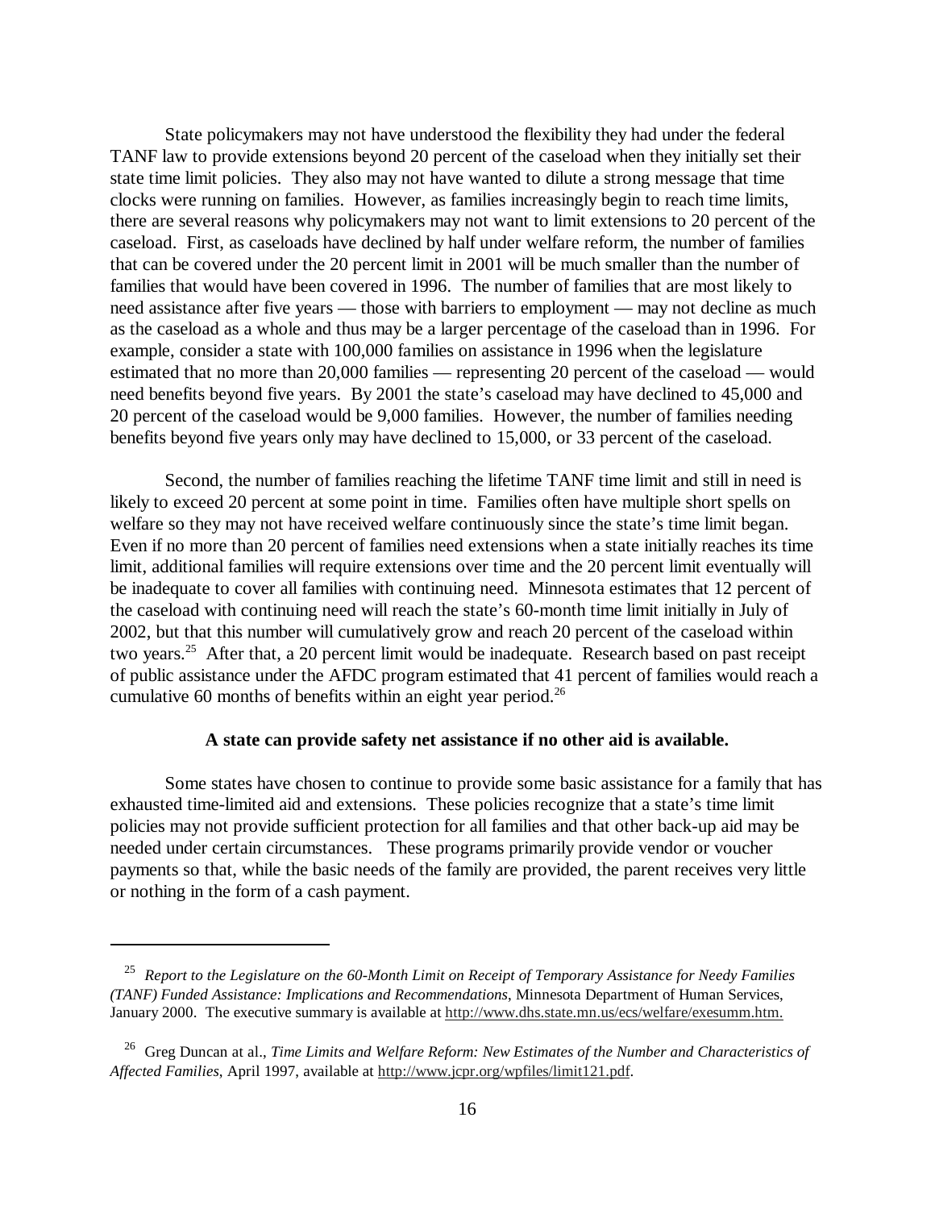State policymakers may not have understood the flexibility they had under the federal TANF law to provide extensions beyond 20 percent of the caseload when they initially set their state time limit policies. They also may not have wanted to dilute a strong message that time clocks were running on families. However, as families increasingly begin to reach time limits, there are several reasons why policymakers may not want to limit extensions to 20 percent of the caseload. First, as caseloads have declined by half under welfare reform, the number of families that can be covered under the 20 percent limit in 2001 will be much smaller than the number of families that would have been covered in 1996. The number of families that are most likely to need assistance after five years — those with barriers to employment — may not decline as much as the caseload as a whole and thus may be a larger percentage of the caseload than in 1996. For example, consider a state with 100,000 families on assistance in 1996 when the legislature estimated that no more than 20,000 families — representing 20 percent of the caseload — would need benefits beyond five years. By 2001 the state's caseload may have declined to 45,000 and 20 percent of the caseload would be 9,000 families. However, the number of families needing benefits beyond five years only may have declined to 15,000, or 33 percent of the caseload.

Second, the number of families reaching the lifetime TANF time limit and still in need is likely to exceed 20 percent at some point in time. Families often have multiple short spells on welfare so they may not have received welfare continuously since the state's time limit began. Even if no more than 20 percent of families need extensions when a state initially reaches its time limit, additional families will require extensions over time and the 20 percent limit eventually will be inadequate to cover all families with continuing need. Minnesota estimates that 12 percent of the caseload with continuing need will reach the state's 60-month time limit initially in July of 2002, but that this number will cumulatively grow and reach 20 percent of the caseload within two years.[25] After that, a 20 percent limit would be inadequate. Research based on past receipt of public assistance under the AFDC program estimated that 41 percent of families would reach a cumulative 60 months of benefits within an eight year period.[26]

**A state can provide safety net assistance if no other aid is available.**

Some states have chosen to continue to provide some basic assistance for a family that has exhausted time-limited aid and extensions. These policies recognize that a state's time limit policies may not provide sufficient protection for all families and that other back-up aid may be needed under certain circumstances. These programs primarily provide vendor or voucher payments so that, while the basic needs of the family are provided, the parent receives very little or nothing in the form of a cash payment.

---

[25] *Report to the Legislature on the 60-Month Limit on Receipt of Temporary Assistance for Needy Families (TANF) Funded Assistance: Implications and Recommendations*, Minnesota Department of Human Services, January 2000. The executive summary is available at http://www.dhs.state.mn.us/ecs/welfare/exesumm.htm.

[26] Greg Duncan at al., *Time Limits and Welfare Reform: New Estimates of the Number and Characteristics of Affected Families*, April 1997, available at http://www.jcpr.org/wpfiles/limit121.pdf.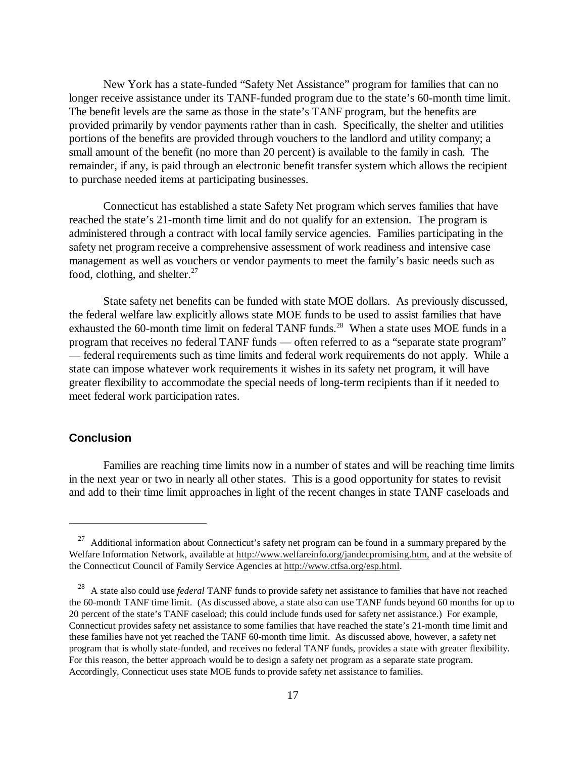New York has a state-funded "Safety Net Assistance" program for families that can no longer receive assistance under its TANF-funded program due to the state's 60-month time limit. The benefit levels are the same as those in the state's TANF program, but the benefits are provided primarily by vendor payments rather than in cash. Specifically, the shelter and utilities portions of the benefits are provided through vouchers to the landlord and utility company; a small amount of the benefit (no more than 20 percent) is available to the family in cash. The remainder, if any, is paid through an electronic benefit transfer system which allows the recipient to purchase needed items at participating businesses.

Connecticut has established a state Safety Net program which serves families that have reached the state's 21-month time limit and do not qualify for an extension. The program is administered through a contract with local family service agencies. Families participating in the safety net program receive a comprehensive assessment of work readiness and intensive case management as well as vouchers or vendor payments to meet the family's basic needs such as food, clothing, and shelter.[27]

State safety net benefits can be funded with state MOE dollars. As previously discussed, the federal welfare law explicitly allows state MOE funds to be used to assist families that have exhausted the 60-month time limit on federal TANF funds.[28] When a state uses MOE funds in a program that receives no federal TANF funds — often referred to as a "separate state program" — federal requirements such as time limits and federal work requirements do not apply. While a state can impose whatever work requirements it wishes in its safety net program, it will have greater flexibility to accommodate the special needs of long-term recipients than if it needed to meet federal work participation rates.

## Conclusion

Families are reaching time limits now in a number of states and will be reaching time limits in the next year or two in nearly all other states. This is a good opportunity for states to revisit and add to their time limit approaches in light of the recent changes in state TANF caseloads and

---

[27] Additional information about Connecticut's safety net program can be found in a summary prepared by the Welfare Information Network, available at http://www.welfareinfo.org/jandecpromising.htm, and at the website of the Connecticut Council of Family Service Agencies at http://www.ctfsa.org/esp.html.

[28] A state also could use *federal* TANF funds to provide safety net assistance to families that have not reached the 60-month TANF time limit. (As discussed above, a state also can use TANF funds beyond 60 months for up to 20 percent of the state's TANF caseload; this could include funds used for safety net assistance.) For example, Connecticut provides safety net assistance to some families that have reached the state's 21-month time limit and these families have not yet reached the TANF 60-month time limit. As discussed above, however, a safety net program that is wholly state-funded, and receives no federal TANF funds, provides a state with greater flexibility. For this reason, the better approach would be to design a safety net program as a separate state program. Accordingly, Connecticut uses state MOE funds to provide safety net assistance to families.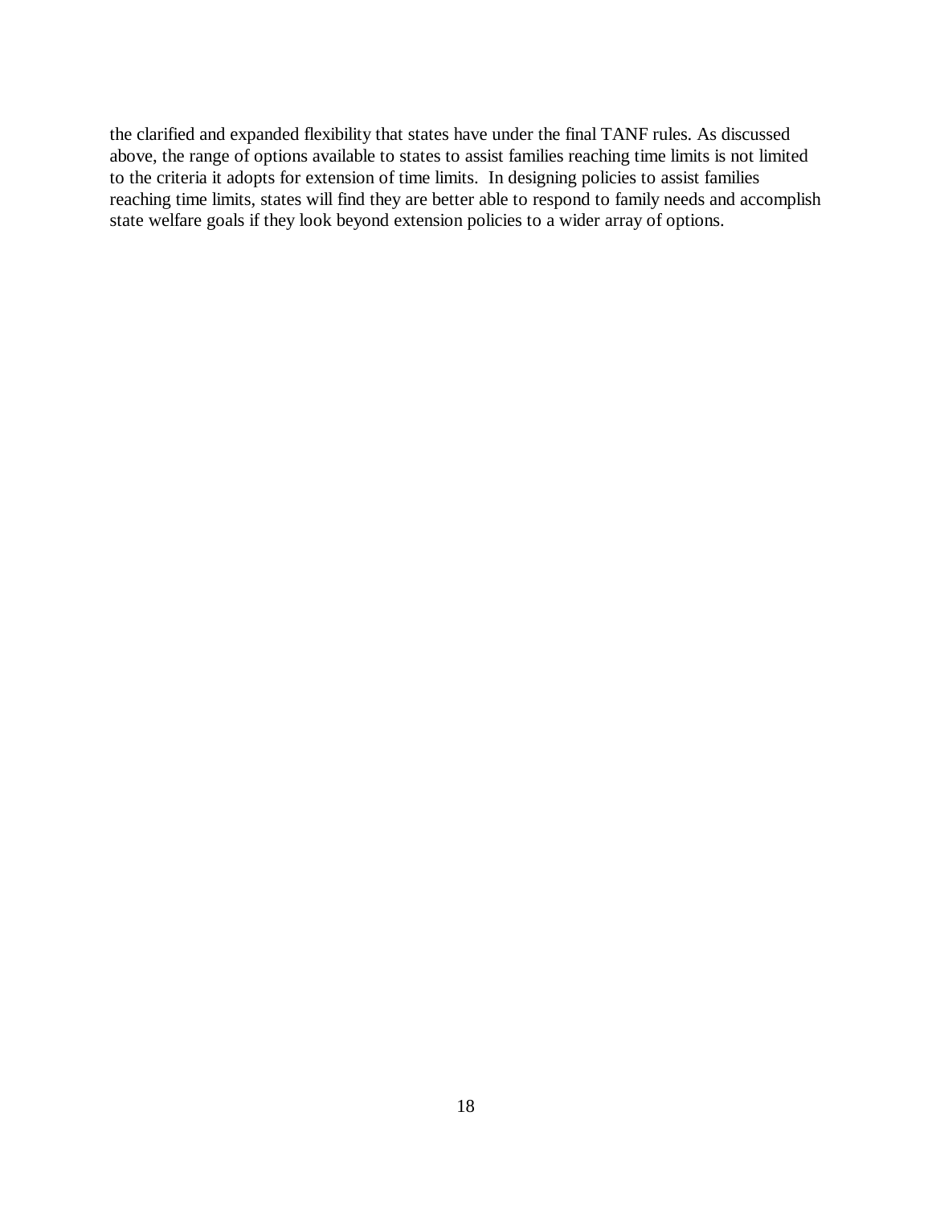the clarified and expanded flexibility that states have under the final TANF rules. As discussed above, the range of options available to states to assist families reaching time limits is not limited to the criteria it adopts for extension of time limits. In designing policies to assist families reaching time limits, states will find they are better able to respond to family needs and accomplish state welfare goals if they look beyond extension policies to a wider array of options.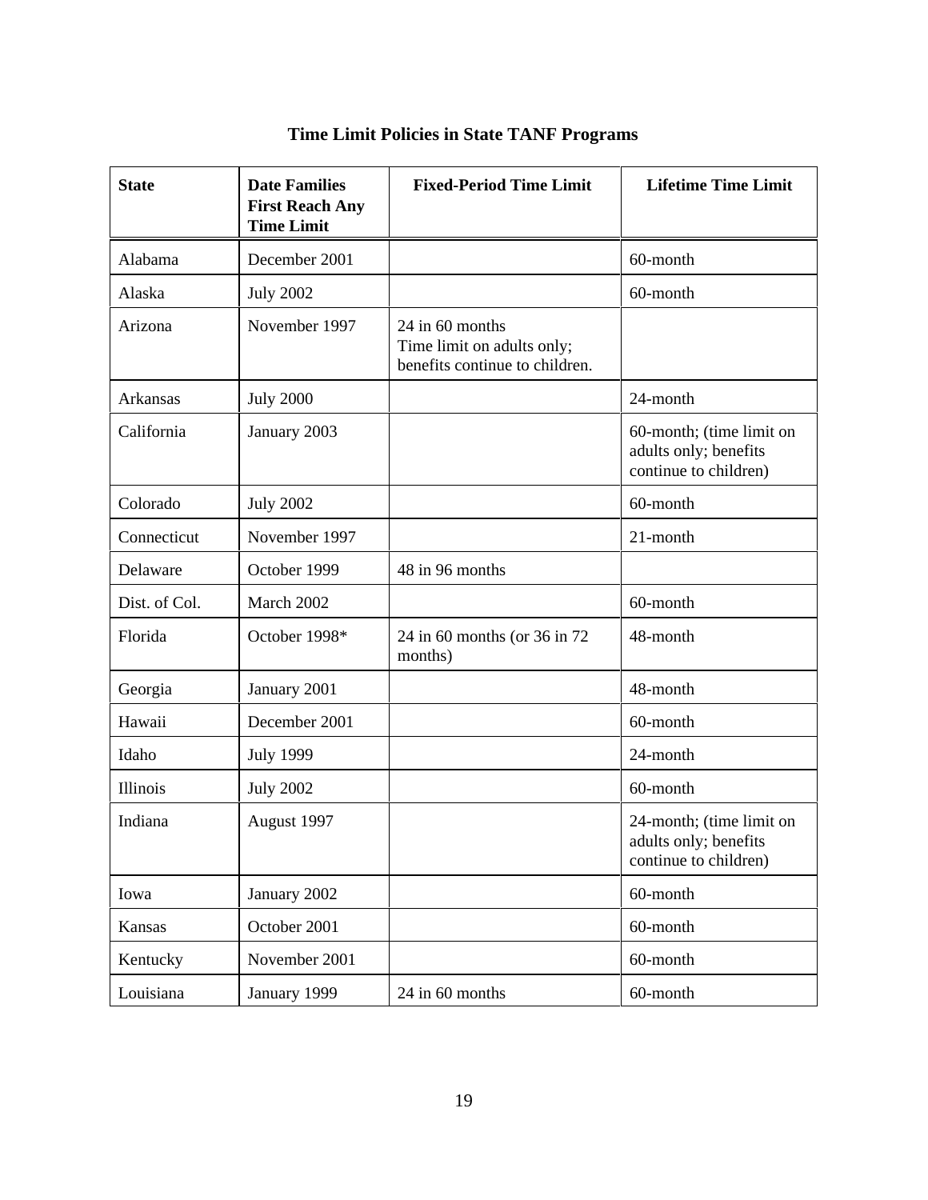# Time Limit Policies in State TANF Programs

| State | Date Families First Reach Any Time Limit | Fixed-Period Time Limit | Lifetime Time Limit |
|---|---|---|---|
| Alabama | December 2001 | | 60-month |
| Alaska | July 2002 | | 60-month |
| Arizona | November 1997 | 24 in 60 months Time limit on adults only; benefits continue to children. | |
| Arkansas | July 2000 | | 24-month |
| California | January 2003 | | 60-month; (time limit on adults only; benefits continue to children) |
| Colorado | July 2002 | | 60-month |
| Connecticut | November 1997 | | 21-month |
| Delaware | October 1999 | 48 in 96 months | |
| Dist. of Col. | March 2002 | | 60-month |
| Florida | October 1998* | 24 in 60 months (or 36 in 72 months) | 48-month |
| Georgia | January 2001 | | 48-month |
| Hawaii | December 2001 | | 60-month |
| Idaho | July 1999 | | 24-month |
| Illinois | July 2002 | | 60-month |
| Indiana | August 1997 | | 24-month; (time limit on adults only; benefits continue to children) |
| Iowa | January 2002 | | 60-month |
| Kansas | October 2001 | | 60-month |
| Kentucky | November 2001 | | 60-month |
| Louisiana | January 1999 | 24 in 60 months | 60-month |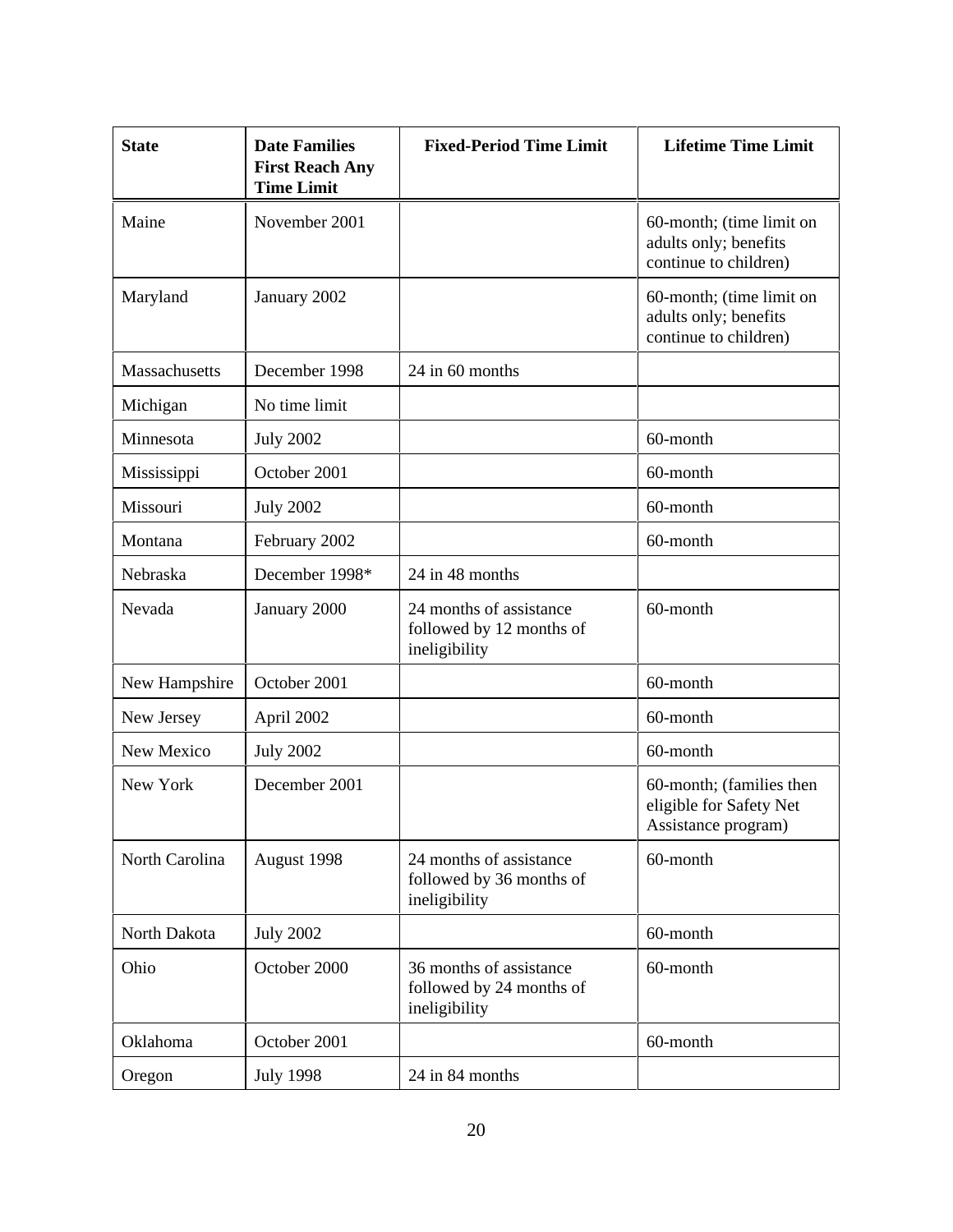| State | Date Families First Reach Any Time Limit | Fixed-Period Time Limit | Lifetime Time Limit |
|---|---|---|---|
| Maine | November 2001 | | 60-month; (time limit on adults only; benefits continue to children) |
| Maryland | January 2002 | | 60-month; (time limit on adults only; benefits continue to children) |
| Massachusetts | December 1998 | 24 in 60 months | |
| Michigan | No time limit | | |
| Minnesota | July 2002 | | 60-month |
| Mississippi | October 2001 | | 60-month |
| Missouri | July 2002 | | 60-month |
| Montana | February 2002 | | 60-month |
| Nebraska | December 1998* | 24 in 48 months | |
| Nevada | January 2000 | 24 months of assistance followed by 12 months of ineligibility | 60-month |
| New Hampshire | October 2001 | | 60-month |
| New Jersey | April 2002 | | 60-month |
| New Mexico | July 2002 | | 60-month |
| New York | December 2001 | | 60-month; (families then eligible for Safety Net Assistance program) |
| North Carolina | August 1998 | 24 months of assistance followed by 36 months of ineligibility | 60-month |
| North Dakota | July 2002 | | 60-month |
| Ohio | October 2000 | 36 months of assistance followed by 24 months of ineligibility | 60-month |
| Oklahoma | October 2001 | | 60-month |
| Oregon | July 1998 | 24 in 84 months | |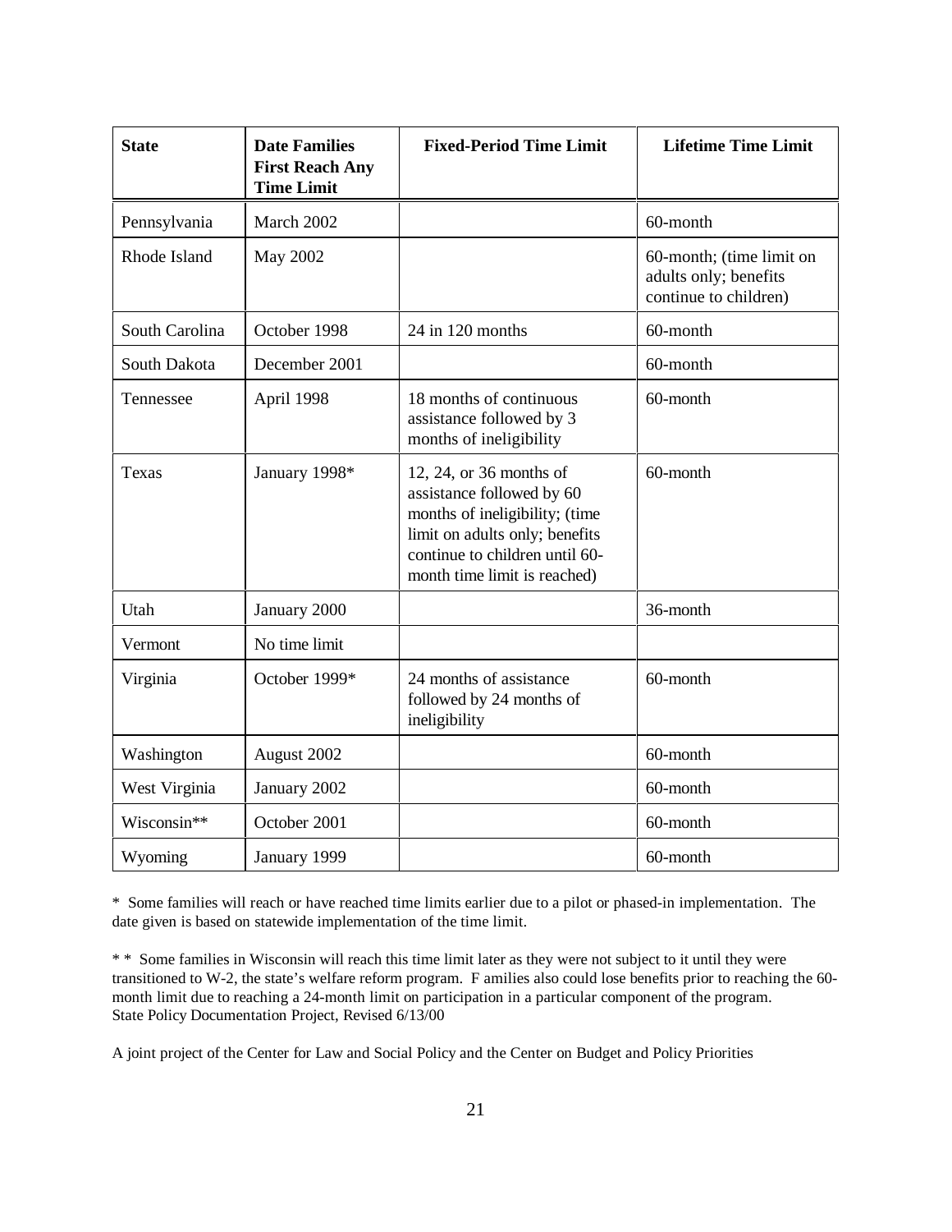| **State** | **Date Families First Reach Any Time Limit** | **Fixed-Period Time Limit** | **Lifetime Time Limit** |
|---|---|---|---|
| Pennsylvania | March 2002 | | 60-month |
| Rhode Island | May 2002 | | 60-month; (time limit on adults only; benefits continue to children) |
| South Carolina | October 1998 | 24 in 120 months | 60-month |
| South Dakota | December 2001 | | 60-month |
| Tennessee | April 1998 | 18 months of continuous assistance followed by 3 months of ineligibility | 60-month |
| Texas | January 1998* | 12, 24, or 36 months of assistance followed by 60 months of ineligibility; (time limit on adults only; benefits continue to children until 60-month time limit is reached) | 60-month |
| Utah | January 2000 | | 36-month |
| Vermont | No time limit | | |
| Virginia | October 1999* | 24 months of assistance followed by 24 months of ineligibility | 60-month |
| Washington | August 2002 | | 60-month |
| West Virginia | January 2002 | | 60-month |
| Wisconsin** | October 2001 | | 60-month |
| Wyoming | January 1999 | | 60-month |

* Some families will reach or have reached time limits earlier due to a pilot or phased-in implementation. The date given is based on statewide implementation of the time limit.

* * Some families in Wisconsin will reach this time limit later as they were not subject to it until they were transitioned to W-2, the state's welfare reform program. F amilies also could lose benefits prior to reaching the 60-month limit due to reaching a 24-month limit on participation in a particular component of the program.
State Policy Documentation Project, Revised 6/13/00

A joint project of the Center for Law and Social Policy and the Center on Budget and Policy Priorities